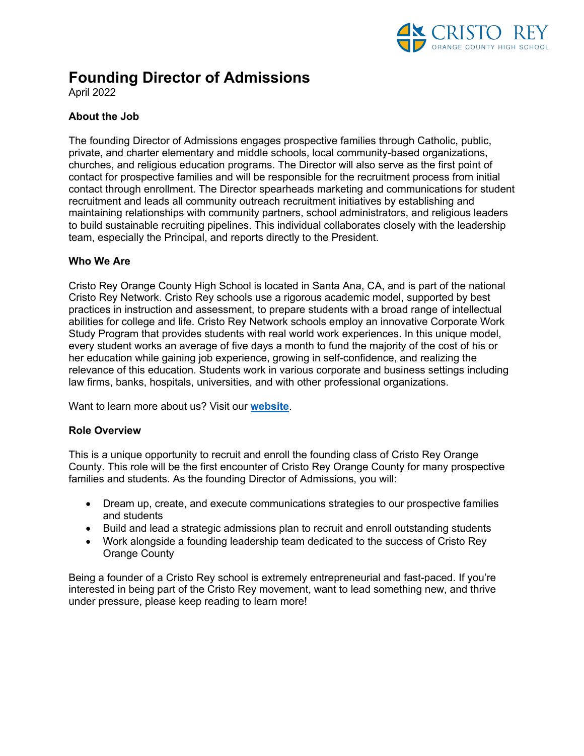# Founding Director of Admissions

April 2022

### About the Job

The founding Director of Admissions engages prospective families through Catholic, public, private, and charter elementary and middle schools, local community-based organizations, churches, and religious education programs. The Director will also serve as the first point of contact for prospective families and will be responsible for the recruitment process from initial contact through enrollment. The Director spearheads marketing and communications for student recruitment and leads all community outreach recruitment initiatives by establishing and maintaining relationships with community partners, school administrators, and religious leaders to build sustainable recruiting pipelines. This individual collaborates closely with the leadership team, especially the Principal, and reports directly to the President.

### Who We Are

Cristo Rey Orange County High School is located in Santa Ana, CA, and is part of the national Cristo Rey Network. Cristo Rey schools use a rigorous academic model, supported by best practices in instruction and assessment, to prepare students with a broad range of intellectual abilities for college and life. Cristo Rey Network schools employ an innovative Corporate Work Study Program that provides students with real world work experiences. In this unique model, every student works an average of five days a month to fund the majority of the cost of his or her education while gaining job experience, growing in self-confidence, and realizing the relevance of this education. Students work in various corporate and business settings including law firms, banks, hospitals, universities, and with other professional organizations.

Want to learn more about us? Visit our **website**.

### Role Overview

This is a unique opportunity to recruit and enroll the founding class of Cristo Rey Orange County. This role will be the first encounter of Cristo Rey Orange County for many prospective families and students. As the founding Director of Admissions, you will:

- Dream up, create, and execute communications strategies to our prospective families and students
- Build and lead a strategic admissions plan to recruit and enroll outstanding students
- Work alongside a founding leadership team dedicated to the success of Cristo Rey Orange County

Being a founder of a Cristo Rey school is extremely entrepreneurial and fast-paced. If you're interested in being part of the Cristo Rey movement, want to lead something new, and thrive under pressure, please keep reading to learn more!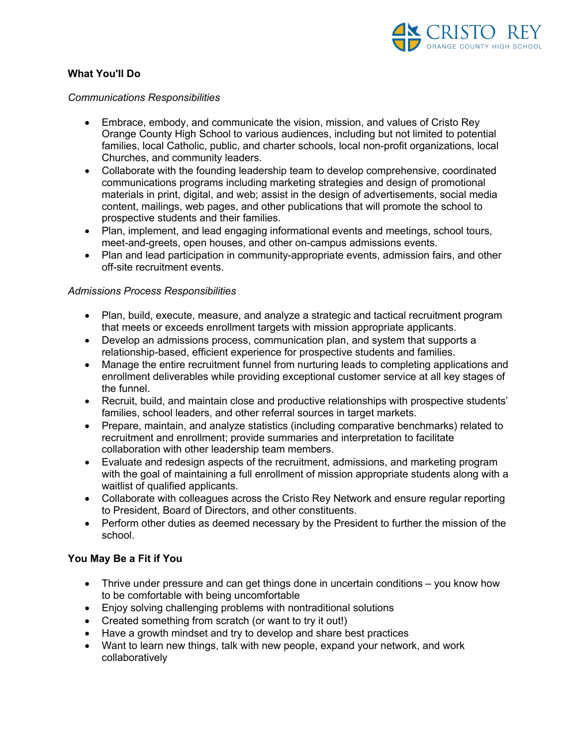## What You'll Do

*Communications Responsibilities*

- Embrace, embody, and communicate the vision, mission, and values of Cristo Rey Orange County High School to various audiences, including but not limited to potential families, local Catholic, public, and charter schools, local non-profit organizations, local Churches, and community leaders.
- Collaborate with the founding leadership team to develop comprehensive, coordinated communications programs including marketing strategies and design of promotional materials in print, digital, and web; assist in the design of advertisements, social media content, mailings, web pages, and other publications that will promote the school to prospective students and their families.
- Plan, implement, and lead engaging informational events and meetings, school tours, meet-and-greets, open houses, and other on-campus admissions events.
- Plan and lead participation in community-appropriate events, admission fairs, and other off-site recruitment events.

*Admissions Process Responsibilities*

- Plan, build, execute, measure, and analyze a strategic and tactical recruitment program that meets or exceeds enrollment targets with mission appropriate applicants.
- Develop an admissions process, communication plan, and system that supports a relationship-based, efficient experience for prospective students and families.
- Manage the entire recruitment funnel from nurturing leads to completing applications and enrollment deliverables while providing exceptional customer service at all key stages of the funnel.
- Recruit, build, and maintain close and productive relationships with prospective students' families, school leaders, and other referral sources in target markets.
- Prepare, maintain, and analyze statistics (including comparative benchmarks) related to recruitment and enrollment; provide summaries and interpretation to facilitate collaboration with other leadership team members.
- Evaluate and redesign aspects of the recruitment, admissions, and marketing program with the goal of maintaining a full enrollment of mission appropriate students along with a waitlist of qualified applicants.
- Collaborate with colleagues across the Cristo Rey Network and ensure regular reporting to President, Board of Directors, and other constituents.
- Perform other duties as deemed necessary by the President to further the mission of the school.

## You May Be a Fit if You

- Thrive under pressure and can get things done in uncertain conditions – you know how to be comfortable with being uncomfortable
- Enjoy solving challenging problems with nontraditional solutions
- Created something from scratch (or want to try it out!)
- Have a growth mindset and try to develop and share best practices
- Want to learn new things, talk with new people, expand your network, and work collaboratively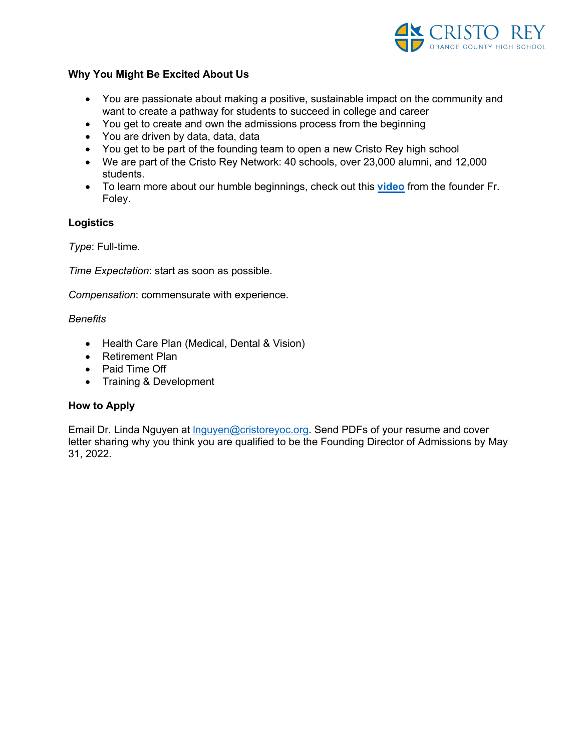**Why You Might Be Excited About Us**

- You are passionate about making a positive, sustainable impact on the community and want to create a pathway for students to succeed in college and career
- You get to create and own the admissions process from the beginning
- You are driven by data, data, data
- You get to be part of the founding team to open a new Cristo Rey high school
- We are part of the Cristo Rey Network: 40 schools, over 23,000 alumni, and 12,000 students.
- To learn more about our humble beginnings, check out this **video** from the founder Fr. Foley.

**Logistics**

*Type*: Full-time.

*Time Expectation*: start as soon as possible.

*Compensation*: commensurate with experience.

*Benefits*

- Health Care Plan (Medical, Dental & Vision)
- Retirement Plan
- Paid Time Off
- Training & Development

**How to Apply**

Email Dr. Linda Nguyen at lnguyen@cristoreyoc.org. Send PDFs of your resume and cover letter sharing why you think you are qualified to be the Founding Director of Admissions by May 31, 2022.